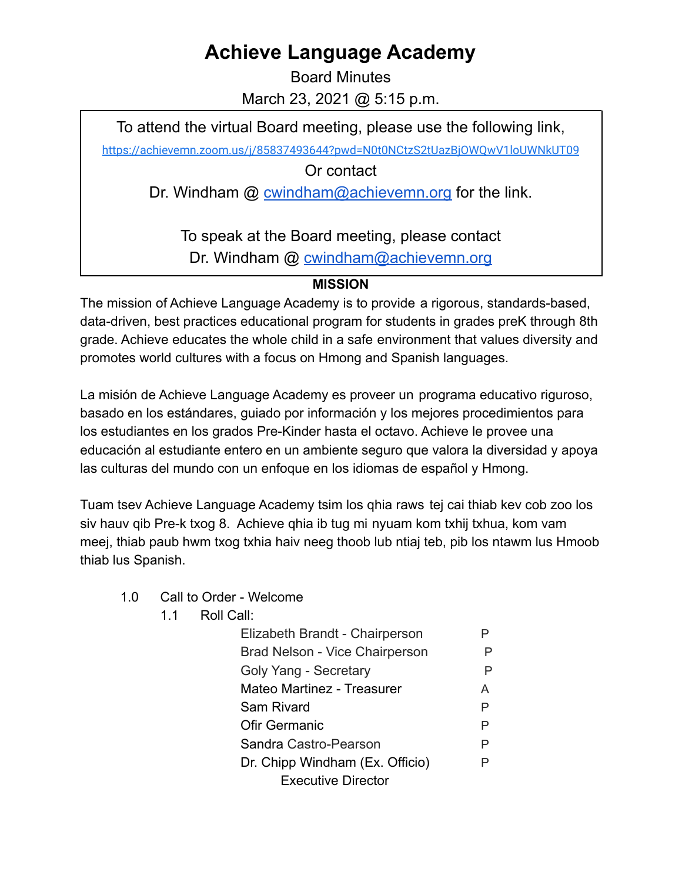# Achieve Language Academy

Board Minutes

March 23, 2021 @ 5:15 p.m.

To attend the virtual Board meeting, please use the following link,

https://achievemn.zoom.us/j/85837493644?pwd=N0t0NCtzS2tUazBjOWQwV1loUWNkUT09

Or contact

Dr. Windham @ cwindham@achievemn.org for the link.

To speak at the Board meeting, please contact

Dr. Windham @ cwindham@achievemn.org

**MISSION**

The mission of Achieve Language Academy is to provide a rigorous, standards-based, data-driven, best practices educational program for students in grades preK through 8th grade. Achieve educates the whole child in a safe environment that values diversity and promotes world cultures with a focus on Hmong and Spanish languages.

La misión de Achieve Language Academy es proveer un programa educativo riguroso, basado en los estándares, guiado por información y los mejores procedimientos para los estudiantes en los grados Pre-Kinder hasta el octavo. Achieve le provee una educación al estudiante entero en un ambiente seguro que valora la diversidad y apoya las culturas del mundo con un enfoque en los idiomas de español y Hmong.

Tuam tsev Achieve Language Academy tsim los qhia raws tej cai thiab kev cob zoo los siv hauv qib Pre-k txog 8. Achieve qhia ib tug mi nyuam kom txhij txhua, kom vam meej, thiab paub hwm txog txhia haiv neeg thoob lub ntiaj teb, pib los ntawm lus Hmoob thiab lus Spanish.

1.0 Call to Order - Welcome

1.1 Roll Call:

| | |
|---|---|
| Elizabeth Brandt - Chairperson | P |
| Brad Nelson - Vice Chairperson | P |
| Goly Yang - Secretary | P |
| Mateo Martinez - Treasurer | A |
| Sam Rivard | P |
| Ofir Germanic | P |
| Sandra Castro-Pearson | P |
| Dr. Chipp Windham (Ex. Officio) Executive Director | P |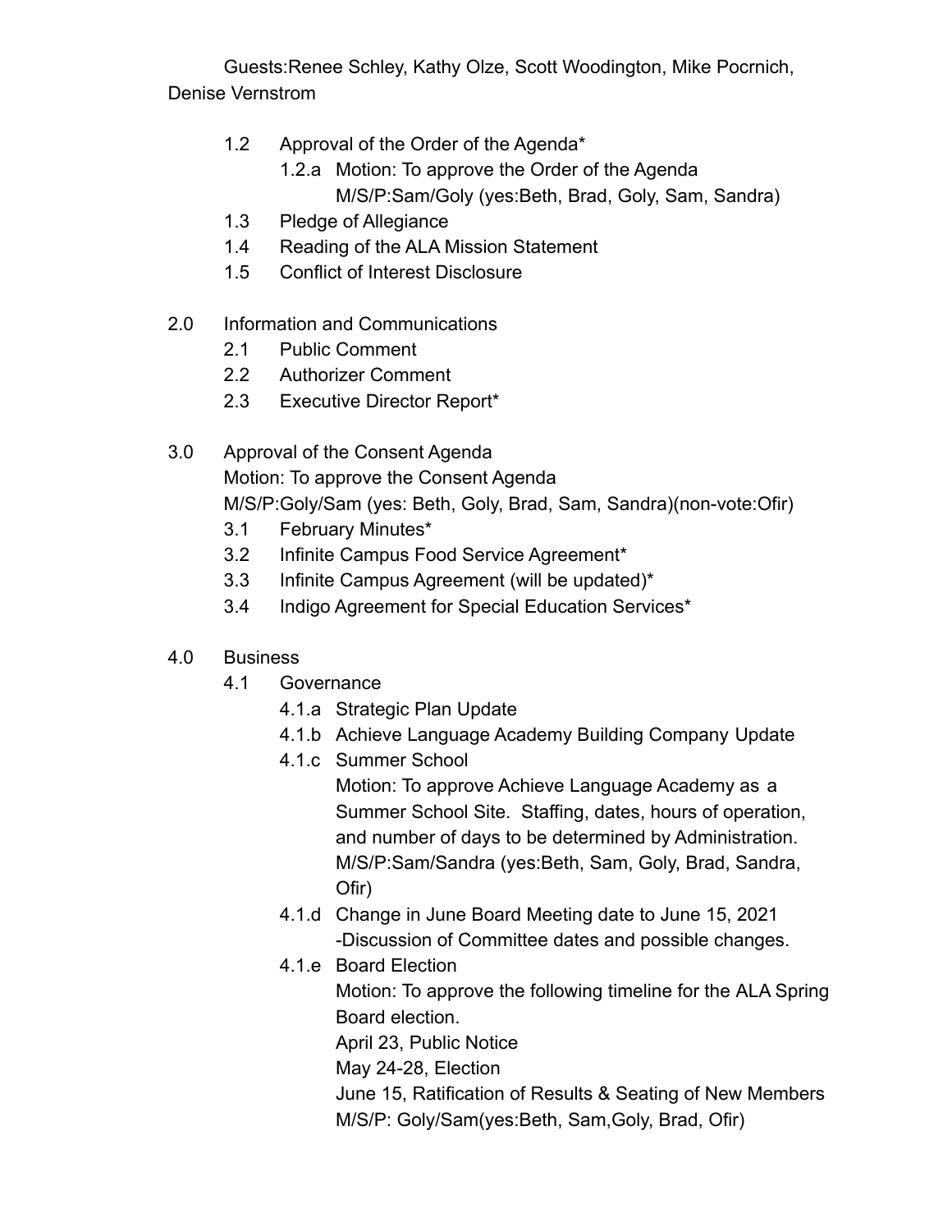Guests:Renee Schley, Kathy Olze, Scott Woodington, Mike Pocrnich, Denise Vernstrom

- 1.2 Approval of the Order of the Agenda*
  - 1.2.a Motion: To approve the Order of the Agenda
    M/S/P:Sam/Goly (yes:Beth, Brad, Goly, Sam, Sandra)
- 1.3 Pledge of Allegiance
- 1.4 Reading of the ALA Mission Statement
- 1.5 Conflict of Interest Disclosure

2.0 Information and Communications

- 2.1 Public Comment
- 2.2 Authorizer Comment
- 2.3 Executive Director Report*

3.0 Approval of the Consent Agenda
Motion: To approve the Consent Agenda
M/S/P:Goly/Sam (yes: Beth, Goly, Brad, Sam, Sandra)(non-vote:Ofir)

- 3.1 February Minutes*
- 3.2 Infinite Campus Food Service Agreement*
- 3.3 Infinite Campus Agreement (will be updated)*
- 3.4 Indigo Agreement for Special Education Services*

4.0 Business

- 4.1 Governance
  - 4.1.a Strategic Plan Update
  - 4.1.b Achieve Language Academy Building Company Update
  - 4.1.c Summer School
    Motion: To approve Achieve Language Academy as a Summer School Site. Staffing, dates, hours of operation, and number of days to be determined by Administration.
    M/S/P:Sam/Sandra (yes:Beth, Sam, Goly, Brad, Sandra, Ofir)
  - 4.1.d Change in June Board Meeting date to June 15, 2021
    -Discussion of Committee dates and possible changes.
  - 4.1.e Board Election
    Motion: To approve the following timeline for the ALA Spring Board election.
    April 23, Public Notice
    May 24-28, Election
    June 15, Ratification of Results & Seating of New Members
    M/S/P: Goly/Sam(yes:Beth, Sam,Goly, Brad, Ofir)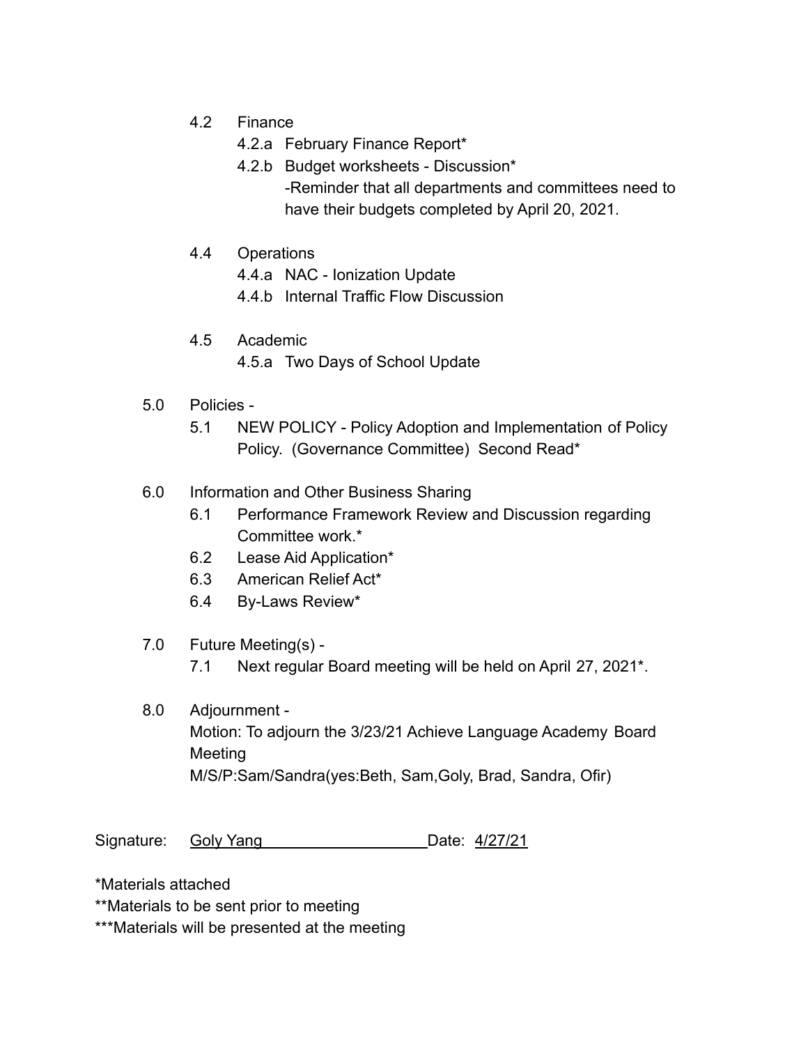- 4.2 Finance
  - 4.2.a February Finance Report*
  - 4.2.b Budget worksheets - Discussion*
    -Reminder that all departments and committees need to have their budgets completed by April 20, 2021.
- 4.4 Operations
  - 4.4.a NAC - Ionization Update
  - 4.4.b Internal Traffic Flow Discussion
- 4.5 Academic
  - 4.5.a Two Days of School Update

5.0 Policies -
- 5.1 NEW POLICY - Policy Adoption and Implementation of Policy Policy. (Governance Committee) Second Read*

6.0 Information and Other Business Sharing
- 6.1 Performance Framework Review and Discussion regarding Committee work.*
- 6.2 Lease Aid Application*
- 6.3 American Relief Act*
- 6.4 By-Laws Review*

7.0 Future Meeting(s) -
- 7.1 Next regular Board meeting will be held on April 27, 2021*.

8.0 Adjournment -
Motion: To adjourn the 3/23/21 Achieve Language Academy Board Meeting
M/S/P:Sam/Sandra(yes:Beth, Sam,Goly, Brad, Sandra, Ofir)

Signature: Goly Yang Date: 4/27/21

*Materials attached
**Materials to be sent prior to meeting
***Materials will be presented at the meeting